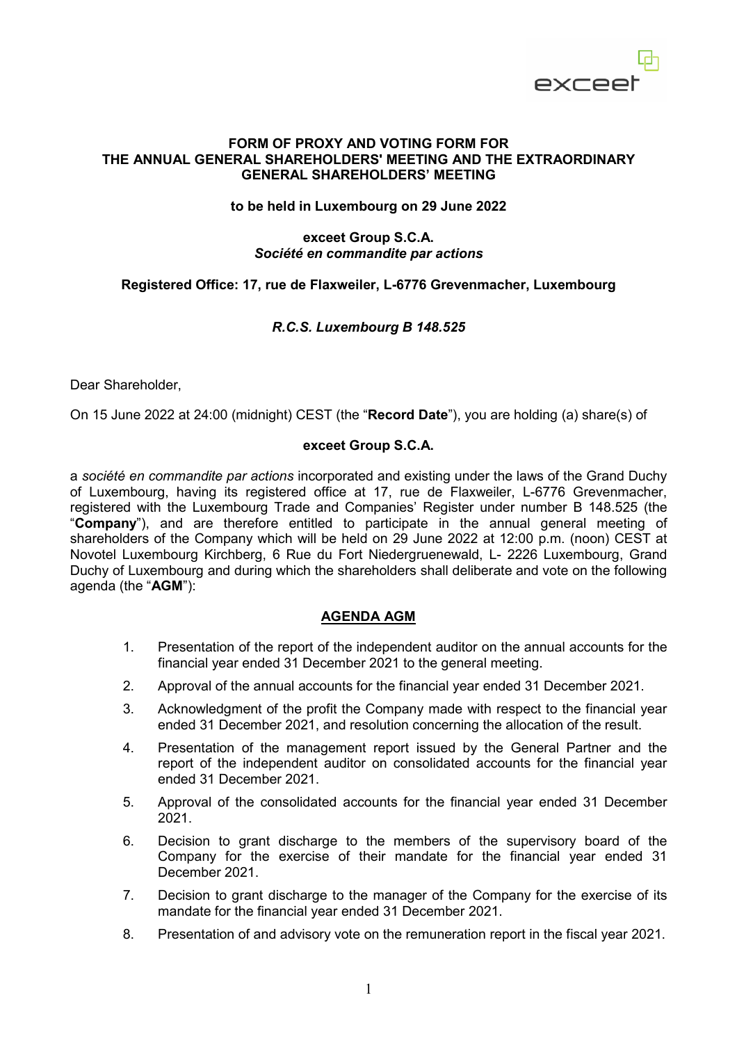**FORM OF PROXY AND VOTING FORM FOR THE ANNUAL GENERAL SHAREHOLDERS' MEETING AND THE EXTRAORDINARY GENERAL SHAREHOLDERS' MEETING**

**to be held in Luxembourg on 29 June 2022**

**exceet Group S.C.A.**
***Société en commandite par actions***

**Registered Office: 17, rue de Flaxweiler, L-6776 Grevenmacher, Luxembourg**

***R.C.S. Luxembourg B 148.525***

Dear Shareholder,

On 15 June 2022 at 24:00 (midnight) CEST (the "**Record Date**"), you are holding (a) share(s) of

**exceet Group S.C.A.**

a *société en commandite par actions* incorporated and existing under the laws of the Grand Duchy of Luxembourg, having its registered office at 17, rue de Flaxweiler, L-6776 Grevenmacher, registered with the Luxembourg Trade and Companies' Register under number B 148.525 (the "**Company**"), and are therefore entitled to participate in the annual general meeting of shareholders of the Company which will be held on 29 June 2022 at 12:00 p.m. (noon) CEST at Novotel Luxembourg Kirchberg, 6 Rue du Fort Niedergruenewald, L- 2226 Luxembourg, Grand Duchy of Luxembourg and during which the shareholders shall deliberate and vote on the following agenda (the "**AGM**"):

**AGENDA AGM**

1. Presentation of the report of the independent auditor on the annual accounts for the financial year ended 31 December 2021 to the general meeting.
2. Approval of the annual accounts for the financial year ended 31 December 2021.
3. Acknowledgment of the profit the Company made with respect to the financial year ended 31 December 2021, and resolution concerning the allocation of the result.
4. Presentation of the management report issued by the General Partner and the report of the independent auditor on consolidated accounts for the financial year ended 31 December 2021.
5. Approval of the consolidated accounts for the financial year ended 31 December 2021.
6. Decision to grant discharge to the members of the supervisory board of the Company for the exercise of their mandate for the financial year ended 31 December 2021.
7. Decision to grant discharge to the manager of the Company for the exercise of its mandate for the financial year ended 31 December 2021.
8. Presentation of and advisory vote on the remuneration report in the fiscal year 2021.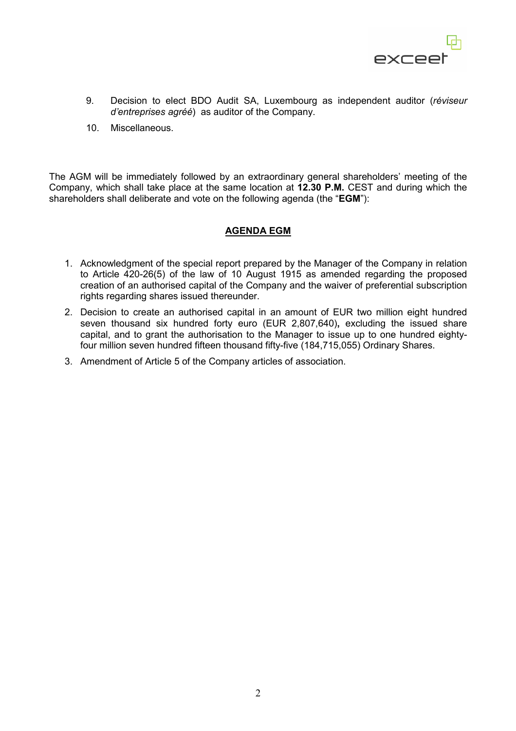9. Decision to elect BDO Audit SA, Luxembourg as independent auditor (*réviseur d'entreprises agréé*) as auditor of the Company.
10. Miscellaneous.

The AGM will be immediately followed by an extraordinary general shareholders' meeting of the Company, which shall take place at the same location at **12.30 P.M.** CEST and during which the shareholders shall deliberate and vote on the following agenda (the "**EGM**"):

## AGENDA EGM

1. Acknowledgment of the special report prepared by the Manager of the Company in relation to Article 420-26(5) of the law of 10 August 1915 as amended regarding the proposed creation of an authorised capital of the Company and the waiver of preferential subscription rights regarding shares issued thereunder.
2. Decision to create an authorised capital in an amount of EUR two million eight hundred seven thousand six hundred forty euro (EUR 2,807,640)**,** excluding the issued share capital, and to grant the authorisation to the Manager to issue up to one hundred eighty-four million seven hundred fifteen thousand fifty-five (184,715,055) Ordinary Shares.
3. Amendment of Article 5 of the Company articles of association.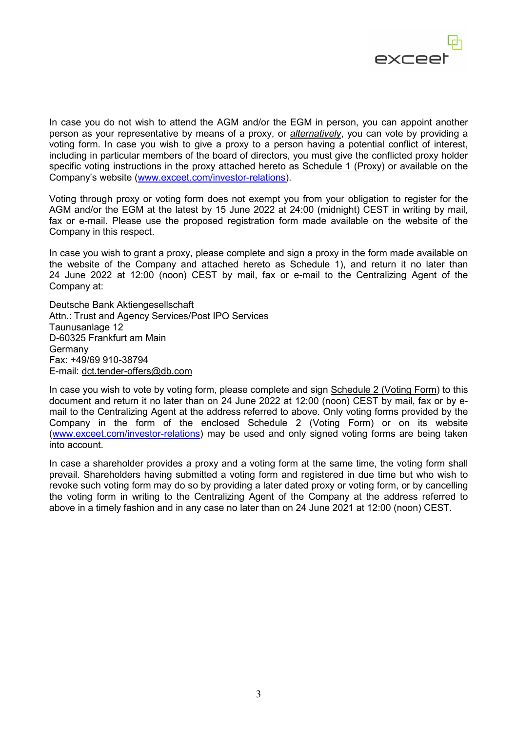In case you do not wish to attend the AGM and/or the EGM in person, you can appoint another person as your representative by means of a proxy, or ***alternatively***, you can vote by providing a voting form. In case you wish to give a proxy to a person having a potential conflict of interest, including in particular members of the board of directors, you must give the conflicted proxy holder specific voting instructions in the proxy attached hereto as Schedule 1 (Proxy) or available on the Company's website (www.exceet.com/investor-relations).

Voting through proxy or voting form does not exempt you from your obligation to register for the AGM and/or the EGM at the latest by 15 June 2022 at 24:00 (midnight) CEST in writing by mail, fax or e-mail. Please use the proposed registration form made available on the website of the Company in this respect.

In case you wish to grant a proxy, please complete and sign a proxy in the form made available on the website of the Company and attached hereto as Schedule 1), and return it no later than 24 June 2022 at 12:00 (noon) CEST by mail, fax or e-mail to the Centralizing Agent of the Company at:

Deutsche Bank Aktiengesellschaft
Attn.: Trust and Agency Services/Post IPO Services
Taunusanlage 12
D-60325 Frankfurt am Main
Germany
Fax: +49/69 910-38794
E-mail: dct.tender-offers@db.com

In case you wish to vote by voting form, please complete and sign Schedule 2 (Voting Form) to this document and return it no later than on 24 June 2022 at 12:00 (noon) CEST by mail, fax or by e-mail to the Centralizing Agent at the address referred to above. Only voting forms provided by the Company in the form of the enclosed Schedule 2 (Voting Form) or on its website (www.exceet.com/investor-relations) may be used and only signed voting forms are being taken into account.

In case a shareholder provides a proxy and a voting form at the same time, the voting form shall prevail. Shareholders having submitted a voting form and registered in due time but who wish to revoke such voting form may do so by providing a later dated proxy or voting form, or by cancelling the voting form in writing to the Centralizing Agent of the Company at the address referred to above in a timely fashion and in any case no later than on 24 June 2021 at 12:00 (noon) CEST.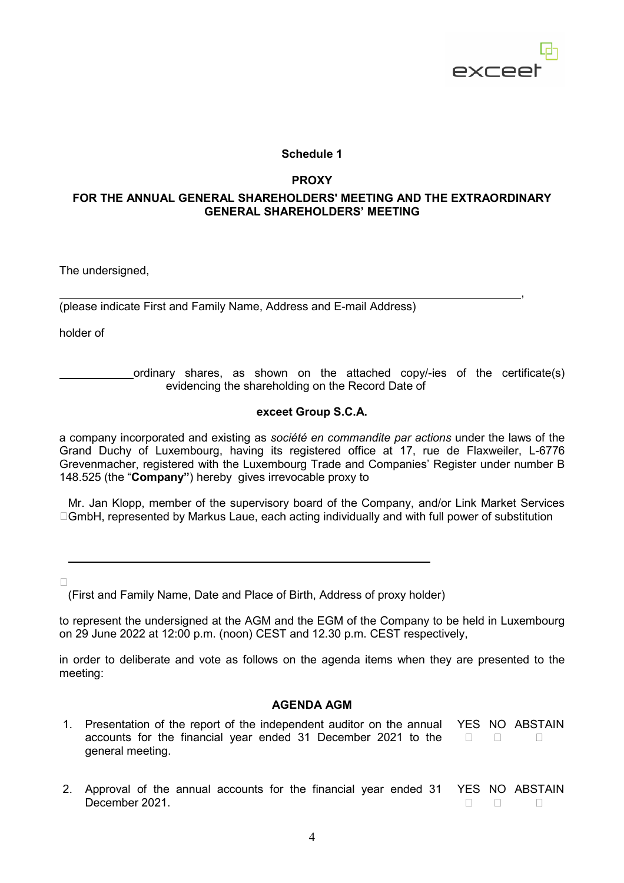**Schedule 1**

**PROXY**

**FOR THE ANNUAL GENERAL SHAREHOLDERS' MEETING AND THE EXTRAORDINARY GENERAL SHAREHOLDERS' MEETING**

The undersigned,

______________________________________________________________________________,

(please indicate First and Family Name, Address and E-mail Address)

holder of

____________ ordinary shares, as shown on the attached copy/-ies of the certificate(s) evidencing the shareholding on the Record Date of

**exceet Group S.C.A.**

a company incorporated and existing as *société en commandite par actions* under the laws of the Grand Duchy of Luxembourg, having its registered office at 17, rue de Flaxweiler, L-6776 Grevenmacher, registered with the Luxembourg Trade and Companies' Register under number B 148.525 (the "**Company"**) hereby gives irrevocable proxy to

☐ Mr. Jan Klopp, member of the supervisory board of the Company, and/or Link Market Services GmbH, represented by Markus Laue, each acting individually and with full power of substitution

☐ ____________________________________________________________

(First and Family Name, Date and Place of Birth, Address of proxy holder)

to represent the undersigned at the AGM and the EGM of the Company to be held in Luxembourg on 29 June 2022 at 12:00 p.m. (noon) CEST and 12.30 p.m. CEST respectively,

in order to deliberate and vote as follows on the agenda items when they are presented to the meeting:

**AGENDA AGM**

| | | YES | NO | ABSTAIN |
|---|---|---|---|---|
| 1. | Presentation of the report of the independent auditor on the annual accounts for the financial year ended 31 December 2021 to the general meeting. | ☐ | ☐ | ☐ |
| 2. | Approval of the annual accounts for the financial year ended 31 December 2021. | ☐ | ☐ | ☐ |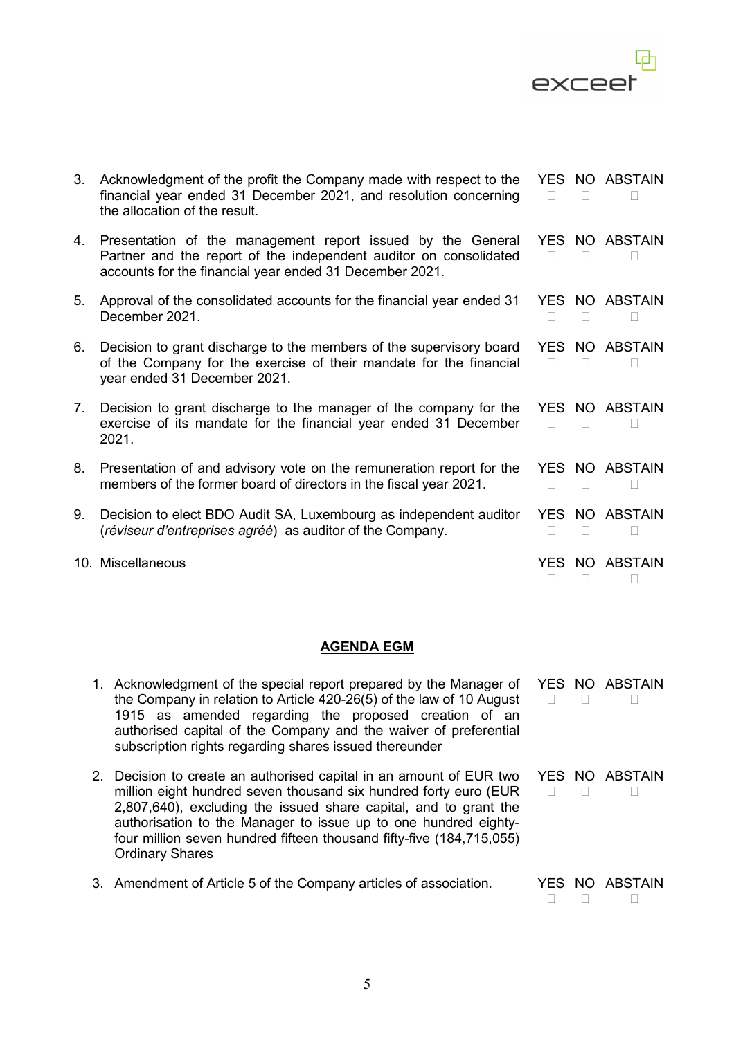| | | YES | NO | ABSTAIN |
|---|---|---|---|---|
| 3. | Acknowledgment of the profit the Company made with respect to the financial year ended 31 December 2021, and resolution concerning the allocation of the result. | ☐ | ☐ | ☐ |
| 4. | Presentation of the management report issued by the General Partner and the report of the independent auditor on consolidated accounts for the financial year ended 31 December 2021. | ☐ | ☐ | ☐ |
| 5. | Approval of the consolidated accounts for the financial year ended 31 December 2021. | ☐ | ☐ | ☐ |
| 6. | Decision to grant discharge to the members of the supervisory board of the Company for the exercise of their mandate for the financial year ended 31 December 2021. | ☐ | ☐ | ☐ |
| 7. | Decision to grant discharge to the manager of the company for the exercise of its mandate for the financial year ended 31 December 2021. | ☐ | ☐ | ☐ |
| 8. | Presentation of and advisory vote on the remuneration report for the members of the former board of directors in the fiscal year 2021. | ☐ | ☐ | ☐ |
| 9. | Decision to elect BDO Audit SA, Luxembourg as independent auditor (*réviseur d'entreprises agréé*) as auditor of the Company. | ☐ | ☐ | ☐ |
| 10. | Miscellaneous | ☐ | ☐ | ☐ |

## **AGENDA EGM**

| | | YES | NO | ABSTAIN |
|---|---|---|---|---|
| 1. | Acknowledgment of the special report prepared by the Manager of the Company in relation to Article 420-26(5) of the law of 10 August 1915 as amended regarding the proposed creation of an authorised capital of the Company and the waiver of preferential subscription rights regarding shares issued thereunder | ☐ | ☐ | ☐ |
| 2. | Decision to create an authorised capital in an amount of EUR two million eight hundred seven thousand six hundred forty euro (EUR 2,807,640), excluding the issued share capital, and to grant the authorisation to the Manager to issue up to one hundred eighty-four million seven hundred fifteen thousand fifty-five (184,715,055) Ordinary Shares | ☐ | ☐ | ☐ |
| 3. | Amendment of Article 5 of the Company articles of association. | ☐ | ☐ | ☐ |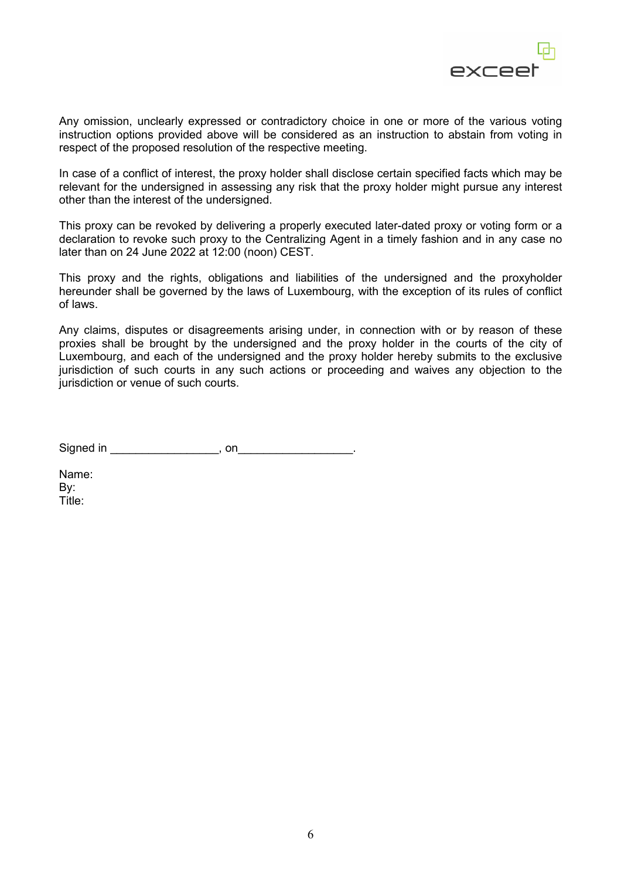Any omission, unclearly expressed or contradictory choice in one or more of the various voting instruction options provided above will be considered as an instruction to abstain from voting in respect of the proposed resolution of the respective meeting.

In case of a conflict of interest, the proxy holder shall disclose certain specified facts which may be relevant for the undersigned in assessing any risk that the proxy holder might pursue any interest other than the interest of the undersigned.

This proxy can be revoked by delivering a properly executed later-dated proxy or voting form or a declaration to revoke such proxy to the Centralizing Agent in a timely fashion and in any case no later than on 24 June 2022 at 12:00 (noon) CEST.

This proxy and the rights, obligations and liabilities of the undersigned and the proxyholder hereunder shall be governed by the laws of Luxembourg, with the exception of its rules of conflict of laws.

Any claims, disputes or disagreements arising under, in connection with or by reason of these proxies shall be brought by the undersigned and the proxy holder in the courts of the city of Luxembourg, and each of the undersigned and the proxy holder hereby submits to the exclusive jurisdiction of such courts in any such actions or proceeding and waives any objection to the jurisdiction or venue of such courts.

Signed in _________________, on__________________.

Name:
By:
Title: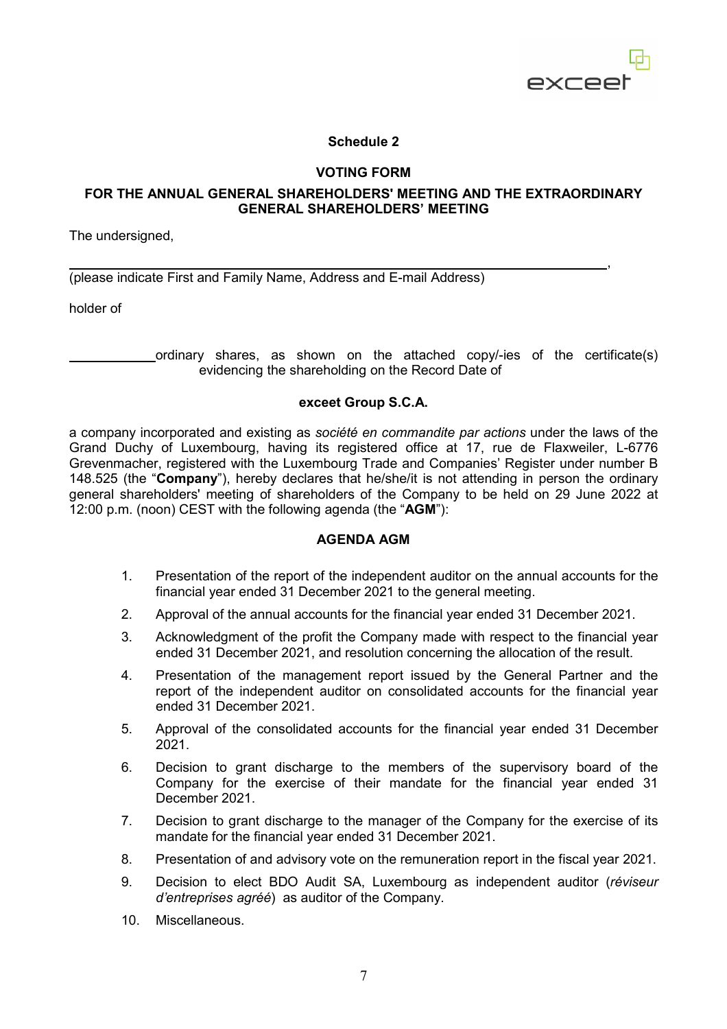**Schedule 2**

**VOTING FORM**

**FOR THE ANNUAL GENERAL SHAREHOLDERS' MEETING AND THE EXTRAORDINARY GENERAL SHAREHOLDERS' MEETING**

The undersigned,

______________________________________________________________________,

(please indicate First and Family Name, Address and E-mail Address)

holder of

____________ ordinary shares, as shown on the attached copy/-ies of the certificate(s) evidencing the shareholding on the Record Date of

**exceet Group S.C.A.**

a company incorporated and existing as *société en commandite par actions* under the laws of the Grand Duchy of Luxembourg, having its registered office at 17, rue de Flaxweiler, L-6776 Grevenmacher, registered with the Luxembourg Trade and Companies' Register under number B 148.525 (the "**Company**"), hereby declares that he/she/it is not attending in person the ordinary general shareholders' meeting of shareholders of the Company to be held on 29 June 2022 at 12:00 p.m. (noon) CEST with the following agenda (the "**AGM**"):

**AGENDA AGM**

1. Presentation of the report of the independent auditor on the annual accounts for the financial year ended 31 December 2021 to the general meeting.
2. Approval of the annual accounts for the financial year ended 31 December 2021.
3. Acknowledgment of the profit the Company made with respect to the financial year ended 31 December 2021, and resolution concerning the allocation of the result.
4. Presentation of the management report issued by the General Partner and the report of the independent auditor on consolidated accounts for the financial year ended 31 December 2021.
5. Approval of the consolidated accounts for the financial year ended 31 December 2021.
6. Decision to grant discharge to the members of the supervisory board of the Company for the exercise of their mandate for the financial year ended 31 December 2021.
7. Decision to grant discharge to the manager of the Company for the exercise of its mandate for the financial year ended 31 December 2021.
8. Presentation of and advisory vote on the remuneration report in the fiscal year 2021.
9. Decision to elect BDO Audit SA, Luxembourg as independent auditor (*réviseur d'entreprises agréé*) as auditor of the Company.
10. Miscellaneous.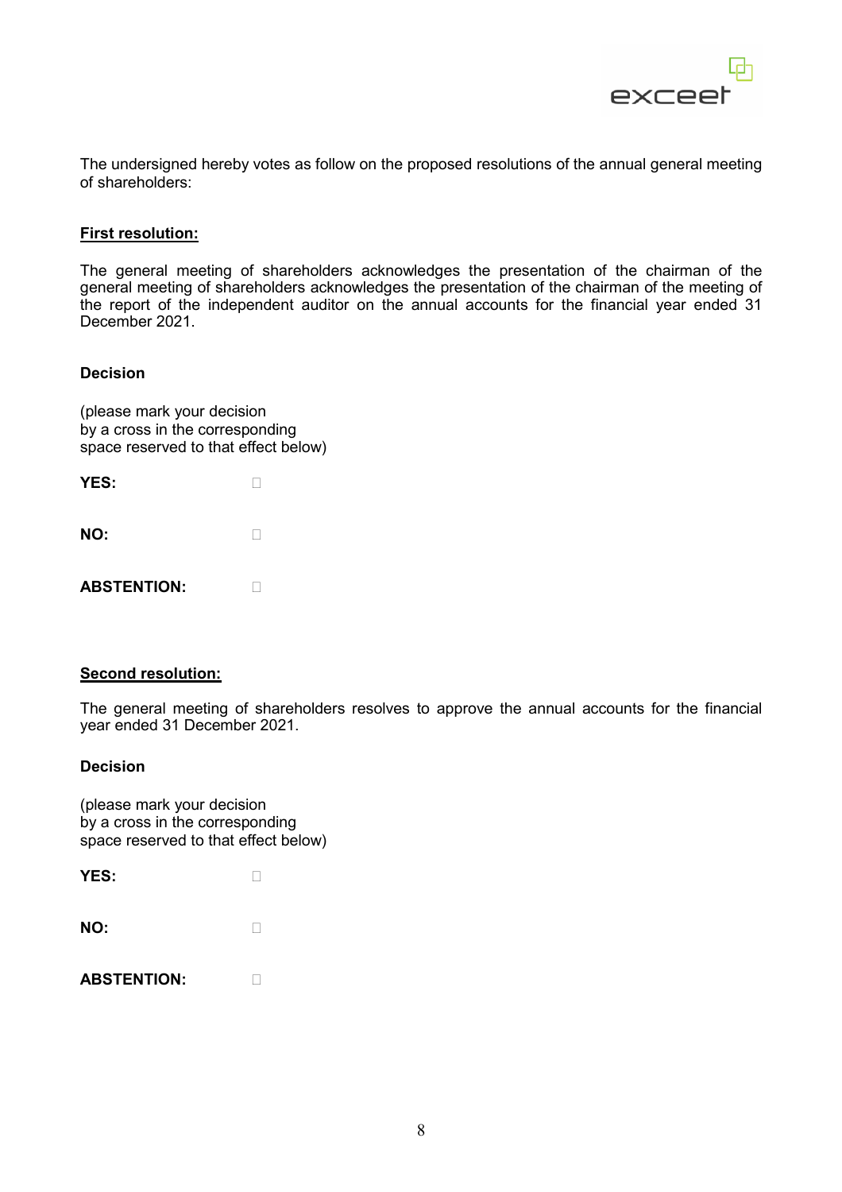The undersigned hereby votes as follow on the proposed resolutions of the annual general meeting of shareholders:

**First resolution:**

The general meeting of shareholders acknowledges the presentation of the chairman of the general meeting of shareholders acknowledges the presentation of the chairman of the meeting of the report of the independent auditor on the annual accounts for the financial year ended 31 December 2021.

**Decision**

(please mark your decision by a cross in the corresponding space reserved to that effect below)

**YES:** ☐

**NO:** ☐

**ABSTENTION:** ☐

**Second resolution:**

The general meeting of shareholders resolves to approve the annual accounts for the financial year ended 31 December 2021.

**Decision**

(please mark your decision by a cross in the corresponding space reserved to that effect below)

**YES:** ☐

**NO:** ☐

**ABSTENTION:** ☐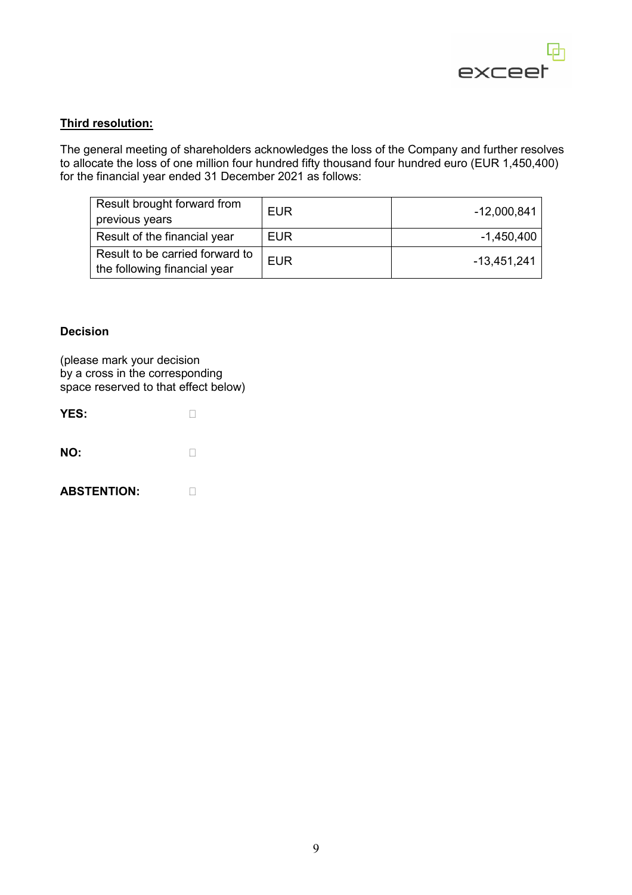**Third resolution:**

The general meeting of shareholders acknowledges the loss of the Company and further resolves to allocate the loss of one million four hundred fifty thousand four hundred euro (EUR 1,450,400) for the financial year ended 31 December 2021 as follows:

| | | |
|---|---|---|
| Result brought forward from previous years | EUR | -12,000,841 |
| Result of the financial year | EUR | -1,450,400 |
| Result to be carried forward to the following financial year | EUR | -13,451,241 |

**Decision**

(please mark your decision by a cross in the corresponding space reserved to that effect below)

**YES:** ☐

**NO:** ☐

**ABSTENTION:** ☐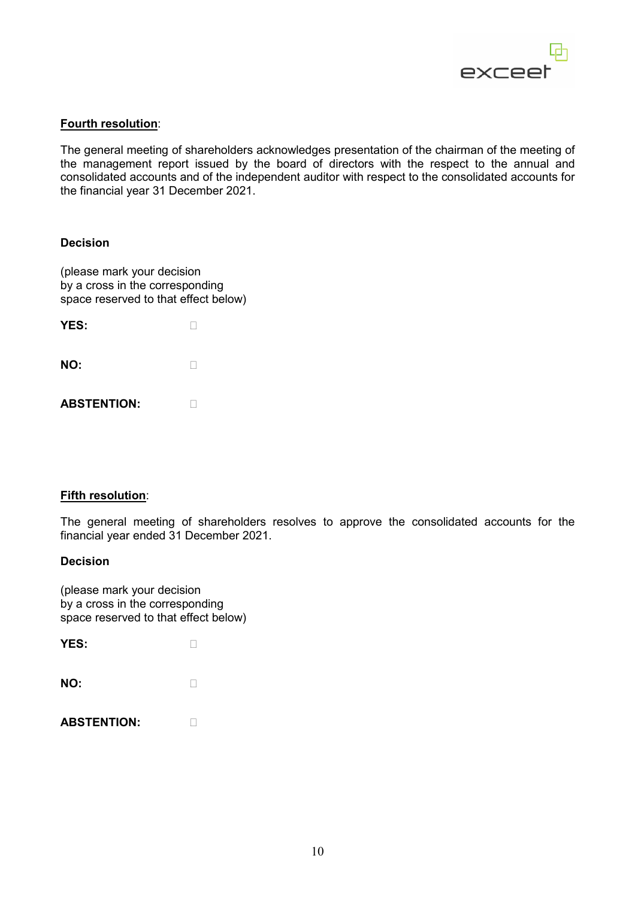**<u>Fourth resolution</u>**:

The general meeting of shareholders acknowledges presentation of the chairman of the meeting of the management report issued by the board of directors with the respect to the annual and consolidated accounts and of the independent auditor with respect to the consolidated accounts for the financial year 31 December 2021.

**Decision**

(please mark your decision
by a cross in the corresponding
space reserved to that effect below)

**YES:** ☐

**NO:** ☐

**ABSTENTION:** ☐

**<u>Fifth resolution</u>**:

The general meeting of shareholders resolves to approve the consolidated accounts for the financial year ended 31 December 2021.

**Decision**

(please mark your decision
by a cross in the corresponding
space reserved to that effect below)

**YES:** ☐

**NO:** ☐

**ABSTENTION:** ☐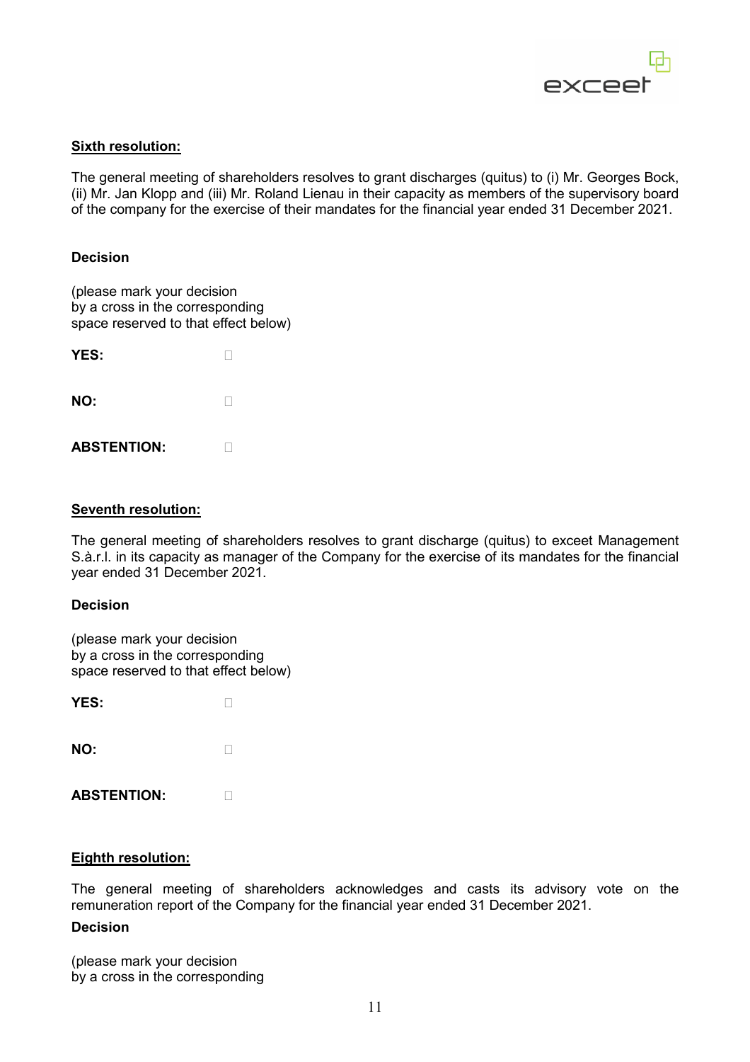**<u>Sixth resolution:</u>**

The general meeting of shareholders resolves to grant discharges (quitus) to (i) Mr. Georges Bock, (ii) Mr. Jan Klopp and (iii) Mr. Roland Lienau in their capacity as members of the supervisory board of the company for the exercise of their mandates for the financial year ended 31 December 2021.

**Decision**

(please mark your decision
by a cross in the corresponding
space reserved to that effect below)

**YES:** ☐

**NO:** ☐

**ABSTENTION:** ☐

**<u>Seventh resolution:</u>**

The general meeting of shareholders resolves to grant discharge (quitus) to exceet Management S.à.r.l. in its capacity as manager of the Company for the exercise of its mandates for the financial year ended 31 December 2021.

**Decision**

(please mark your decision
by a cross in the corresponding
space reserved to that effect below)

**YES:** ☐

**NO:** ☐

**ABSTENTION:** ☐

**<u>Eighth resolution:</u>**

The general meeting of shareholders acknowledges and casts its advisory vote on the remuneration report of the Company for the financial year ended 31 December 2021.

**Decision**

(please mark your decision
by a cross in the corresponding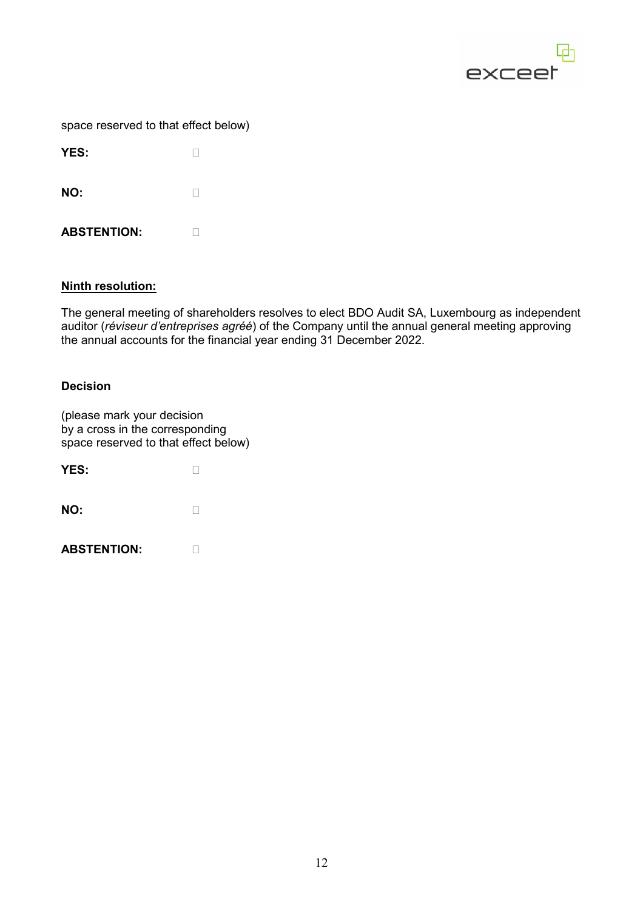space reserved to that effect below)

**YES:** ☐

**NO:** ☐

**ABSTENTION:** ☐

**Ninth resolution:**

The general meeting of shareholders resolves to elect BDO Audit SA, Luxembourg as independent auditor (*réviseur d'entreprises agréé*) of the Company until the annual general meeting approving the annual accounts for the financial year ending 31 December 2022.

**Decision**

(please mark your decision
by a cross in the corresponding
space reserved to that effect below)

**YES:** ☐

**NO:** ☐

**ABSTENTION:** ☐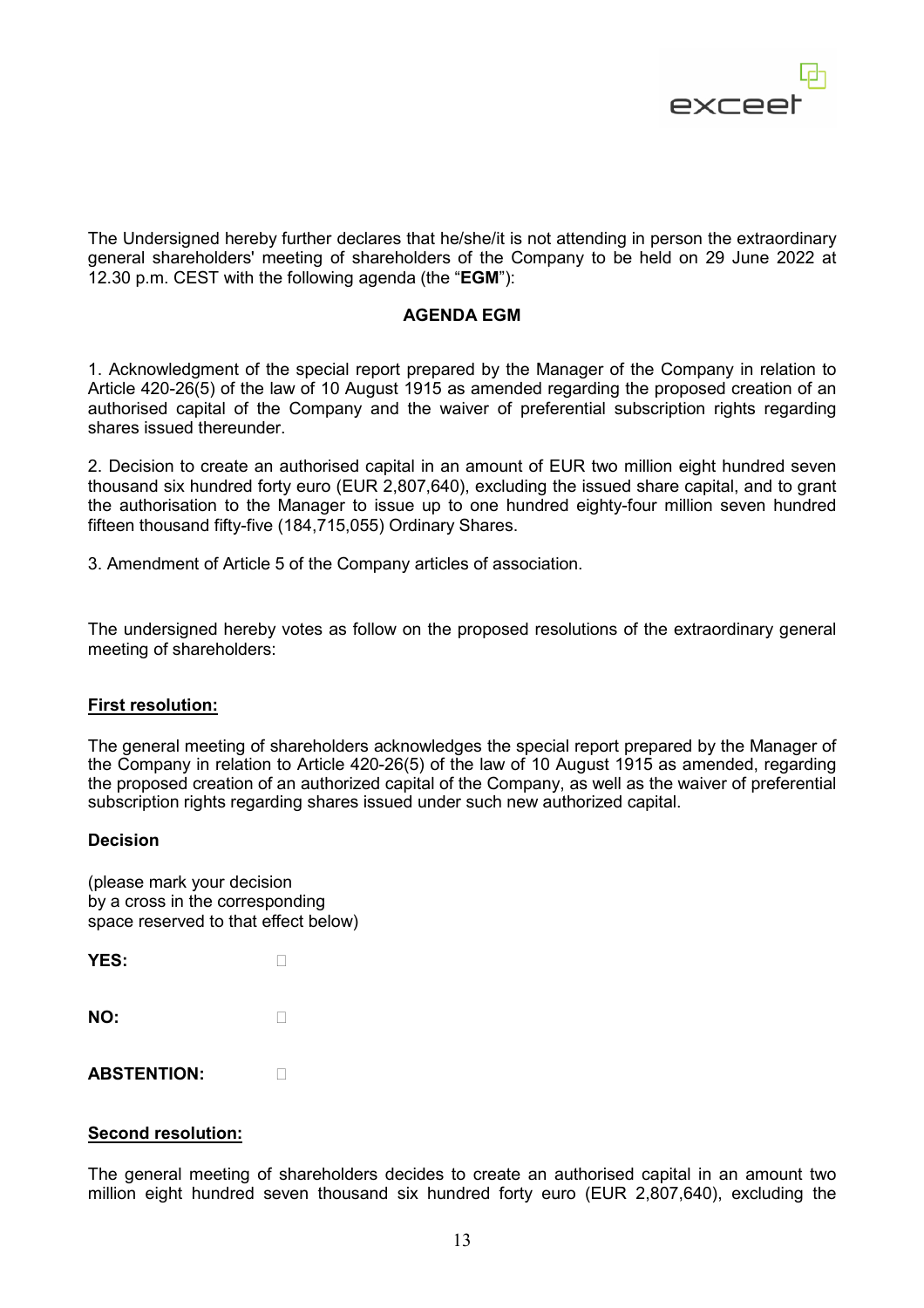The Undersigned hereby further declares that he/she/it is not attending in person the extraordinary general shareholders' meeting of shareholders of the Company to be held on 29 June 2022 at 12.30 p.m. CEST with the following agenda (the "**EGM**"):

**AGENDA EGM**

1. Acknowledgment of the special report prepared by the Manager of the Company in relation to Article 420-26(5) of the law of 10 August 1915 as amended regarding the proposed creation of an authorised capital of the Company and the waiver of preferential subscription rights regarding shares issued thereunder.

2. Decision to create an authorised capital in an amount of EUR two million eight hundred seven thousand six hundred forty euro (EUR 2,807,640), excluding the issued share capital, and to grant the authorisation to the Manager to issue up to one hundred eighty-four million seven hundred fifteen thousand fifty-five (184,715,055) Ordinary Shares.

3. Amendment of Article 5 of the Company articles of association.

The undersigned hereby votes as follow on the proposed resolutions of the extraordinary general meeting of shareholders:

**First resolution:**

The general meeting of shareholders acknowledges the special report prepared by the Manager of the Company in relation to Article 420-26(5) of the law of 10 August 1915 as amended, regarding the proposed creation of an authorized capital of the Company, as well as the waiver of preferential subscription rights regarding shares issued under such new authorized capital.

**Decision**

(please mark your decision
by a cross in the corresponding
space reserved to that effect below)

**YES:** ☐

**NO:** ☐

**ABSTENTION:** ☐

**Second resolution:**

The general meeting of shareholders decides to create an authorised capital in an amount two million eight hundred seven thousand six hundred forty euro (EUR 2,807,640), excluding the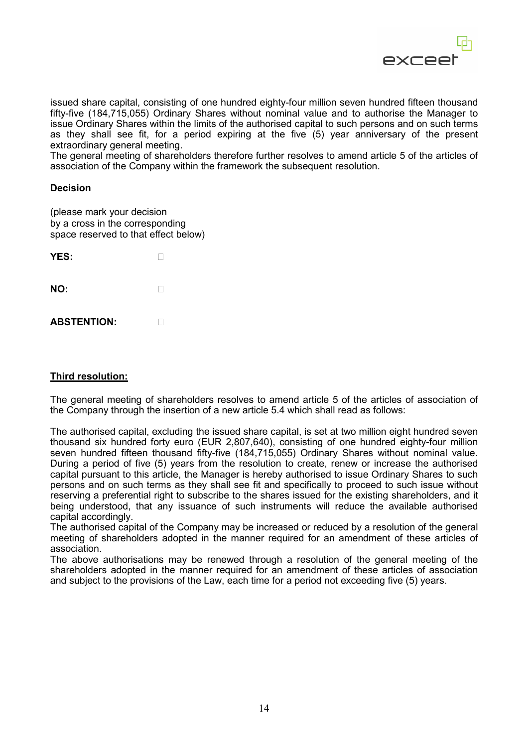issued share capital, consisting of one hundred eighty-four million seven hundred fifteen thousand fifty-five (184,715,055) Ordinary Shares without nominal value and to authorise the Manager to issue Ordinary Shares within the limits of the authorised capital to such persons and on such terms as they shall see fit, for a period expiring at the five (5) year anniversary of the present extraordinary general meeting.
The general meeting of shareholders therefore further resolves to amend article 5 of the articles of association of the Company within the framework the subsequent resolution.

**Decision**

(please mark your decision
by a cross in the corresponding
space reserved to that effect below)

**YES:** ☐

**NO:** ☐

**ABSTENTION:** ☐

**Third resolution:**

The general meeting of shareholders resolves to amend article 5 of the articles of association of the Company through the insertion of a new article 5.4 which shall read as follows:

The authorised capital, excluding the issued share capital, is set at two million eight hundred seven thousand six hundred forty euro (EUR 2,807,640), consisting of one hundred eighty-four million seven hundred fifteen thousand fifty-five (184,715,055) Ordinary Shares without nominal value. During a period of five (5) years from the resolution to create, renew or increase the authorised capital pursuant to this article, the Manager is hereby authorised to issue Ordinary Shares to such persons and on such terms as they shall see fit and specifically to proceed to such issue without reserving a preferential right to subscribe to the shares issued for the existing shareholders, and it being understood, that any issuance of such instruments will reduce the available authorised capital accordingly.
The authorised capital of the Company may be increased or reduced by a resolution of the general meeting of shareholders adopted in the manner required for an amendment of these articles of association.
The above authorisations may be renewed through a resolution of the general meeting of the shareholders adopted in the manner required for an amendment of these articles of association and subject to the provisions of the Law, each time for a period not exceeding five (5) years.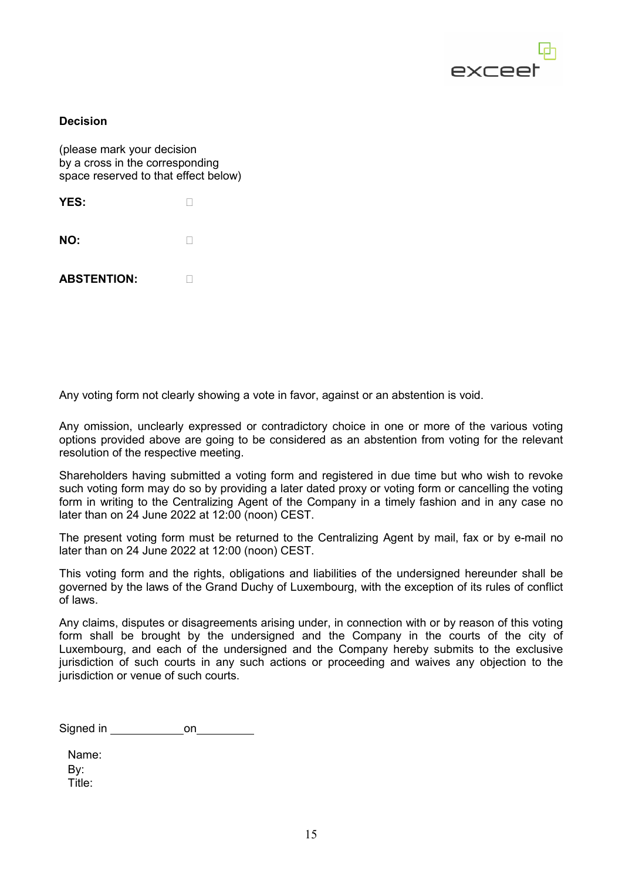**Decision**

(please mark your decision
by a cross in the corresponding
space reserved to that effect below)

**YES:** ☐

**NO:** ☐

**ABSTENTION:** ☐

Any voting form not clearly showing a vote in favor, against or an abstention is void.

Any omission, unclearly expressed or contradictory choice in one or more of the various voting options provided above are going to be considered as an abstention from voting for the relevant resolution of the respective meeting.

Shareholders having submitted a voting form and registered in due time but who wish to revoke such voting form may do so by providing a later dated proxy or voting form or cancelling the voting form in writing to the Centralizing Agent of the Company in a timely fashion and in any case no later than on 24 June 2022 at 12:00 (noon) CEST.

The present voting form must be returned to the Centralizing Agent by mail, fax or by e-mail no later than on 24 June 2022 at 12:00 (noon) CEST.

This voting form and the rights, obligations and liabilities of the undersigned hereunder shall be governed by the laws of the Grand Duchy of Luxembourg, with the exception of its rules of conflict of laws.

Any claims, disputes or disagreements arising under, in connection with or by reason of this voting form shall be brought by the undersigned and the Company in the courts of the city of Luxembourg, and each of the undersigned and the Company hereby submits to the exclusive jurisdiction of such courts in any such actions or proceeding and waives any objection to the jurisdiction or venue of such courts.

Signed in ____________ on __________

Name:
By:
Title: